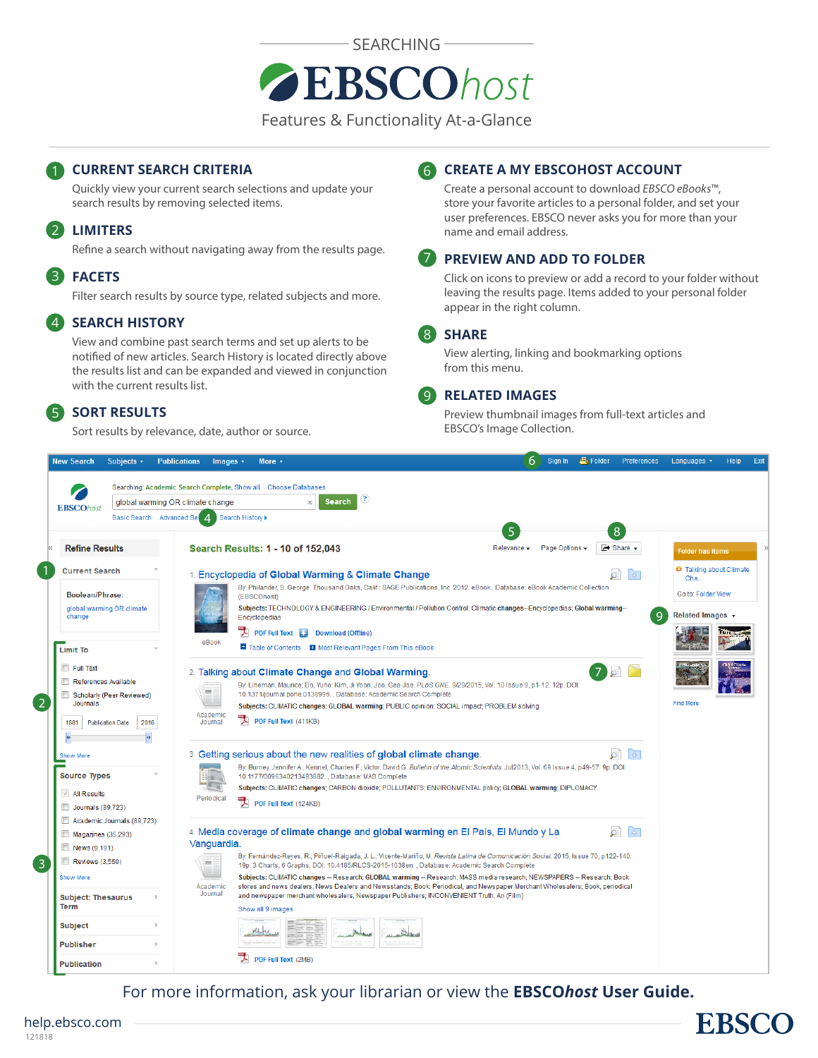SEARCHING

# EBSCOhost

Features & Functionality At-a-Glance

## 1 CURRENT SEARCH CRITERIA

Quickly view your current search selections and update your search results by removing selected items.

## 2 LIMITERS

Refine a search without navigating away from the results page.

## 3 FACETS

Filter search results by source type, related subjects and more.

## 4 SEARCH HISTORY

View and combine past search terms and set up alerts to be notified of new articles. Search History is located directly above the results list and can be expanded and viewed in conjunction with the current results list.

## 5 SORT RESULTS

Sort results by relevance, date, author or source.

## 6 CREATE A MY EBSCOHOST ACCOUNT

Create a personal account to download *EBSCO eBooks*™, store your favorite articles to a personal folder, and set your user preferences. EBSCO never asks you for more than your name and email address.

## 7 PREVIEW AND ADD TO FOLDER

Click on icons to preview or add a record to your folder without leaving the results page. Items added to your personal folder appear in the right column.

## 8 SHARE

View alerting, linking and bookmarking options from this menu.

## 9 RELATED IMAGES

Preview thumbnail images from full-text articles and EBSCO's Image Collection.

For more information, ask your librarian or view the **EBSCO*host* User Guide.**

help.ebsco.com

121818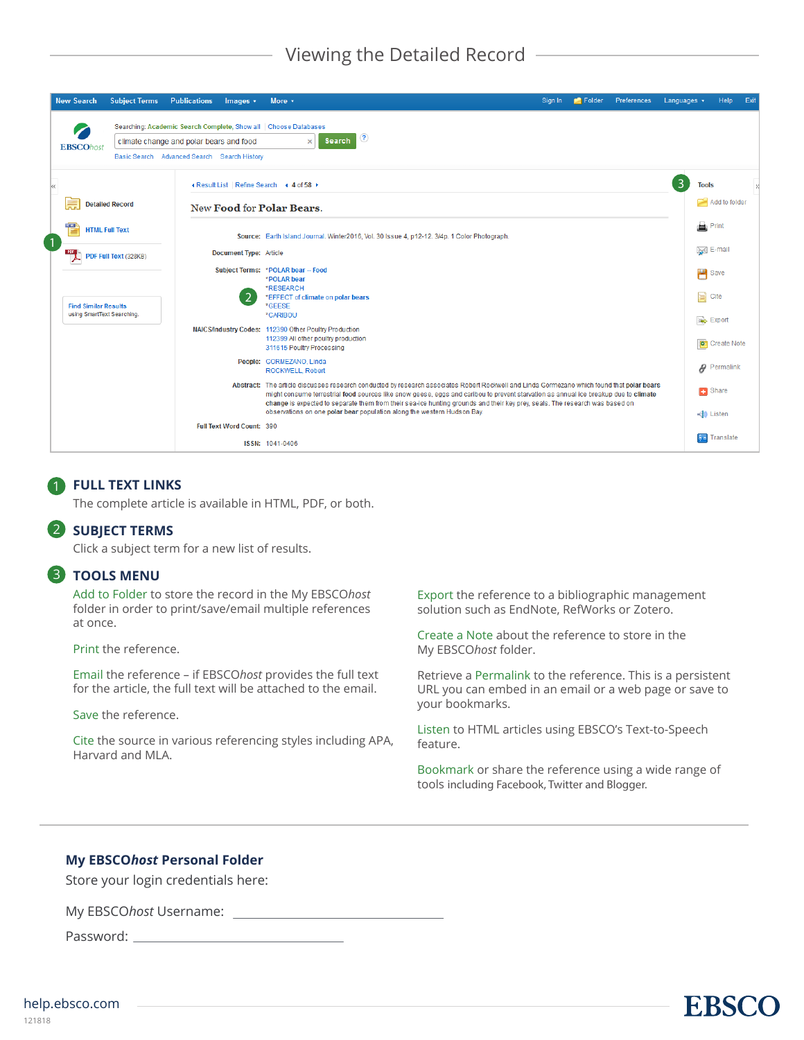# Viewing the Detailed Record

## 1 FULL TEXT LINKS

The complete article is available in HTML, PDF, or both.

## 2 SUBJECT TERMS

Click a subject term for a new list of results.

## 3 TOOLS MENU

Add to Folder to store the record in the My EBSCO*host* folder in order to print/save/email multiple references at once.

Print the reference.

Email the reference – if EBSCO*host* provides the full text for the article, the full text will be attached to the email.

Save the reference.

Cite the source in various referencing styles including APA, Harvard and MLA.

Export the reference to a bibliographic management solution such as EndNote, RefWorks or Zotero.

Create a Note about the reference to store in the My EBSCO*host* folder.

Retrieve a Permalink to the reference. This is a persistent URL you can embed in an email or a web page or save to your bookmarks.

Listen to HTML articles using EBSCO's Text-to-Speech feature.

Bookmark or share the reference using a wide range of tools including Facebook, Twitter and Blogger.

---

### My EBSCO*host* Personal Folder

Store your login credentials here:

My EBSCO*host* Username: ______________________________

Password: ______________________________

help.ebsco.com

121818

EBSCO